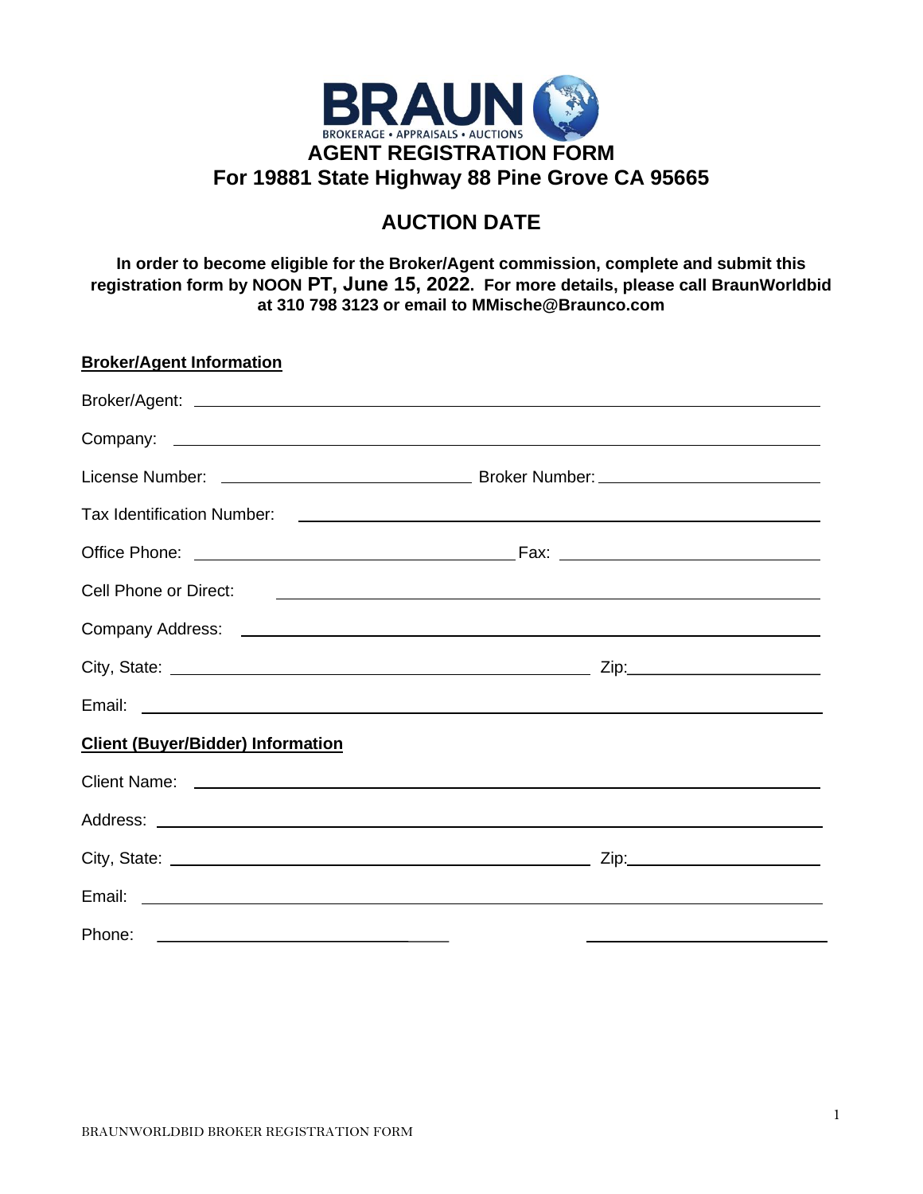BRAUN

BROKERAGE • APPRAISALS • AUCTIONS

# AGENT REGISTRATION FORM
# For 19881 State Highway 88 Pine Grove CA 95665

## AUCTION DATE

**In order to become eligible for the Broker/Agent commission, complete and submit this registration form by NOON PT, June 15, 2022. For more details, please call BraunWorldbid at 310 798 3123 or email to MMische@Braunco.com**

**Broker/Agent Information**

Broker/Agent: ______________________________

Company: ______________________________

License Number: ______________________________ Broker Number: ______________________________

Tax Identification Number: ______________________________

Office Phone: ______________________________ Fax: ______________________________

Cell Phone or Direct: ______________________________

Company Address: ______________________________

City, State: ______________________________ Zip: ______________________________

Email: ______________________________

**Client (Buyer/Bidder) Information**

Client Name: ______________________________

Address: ______________________________

City, State: ______________________________ Zip: ______________________________

Email: ______________________________

Phone: ______________________________ ______________________________

BRAUNWORLDBID BROKER REGISTRATION FORM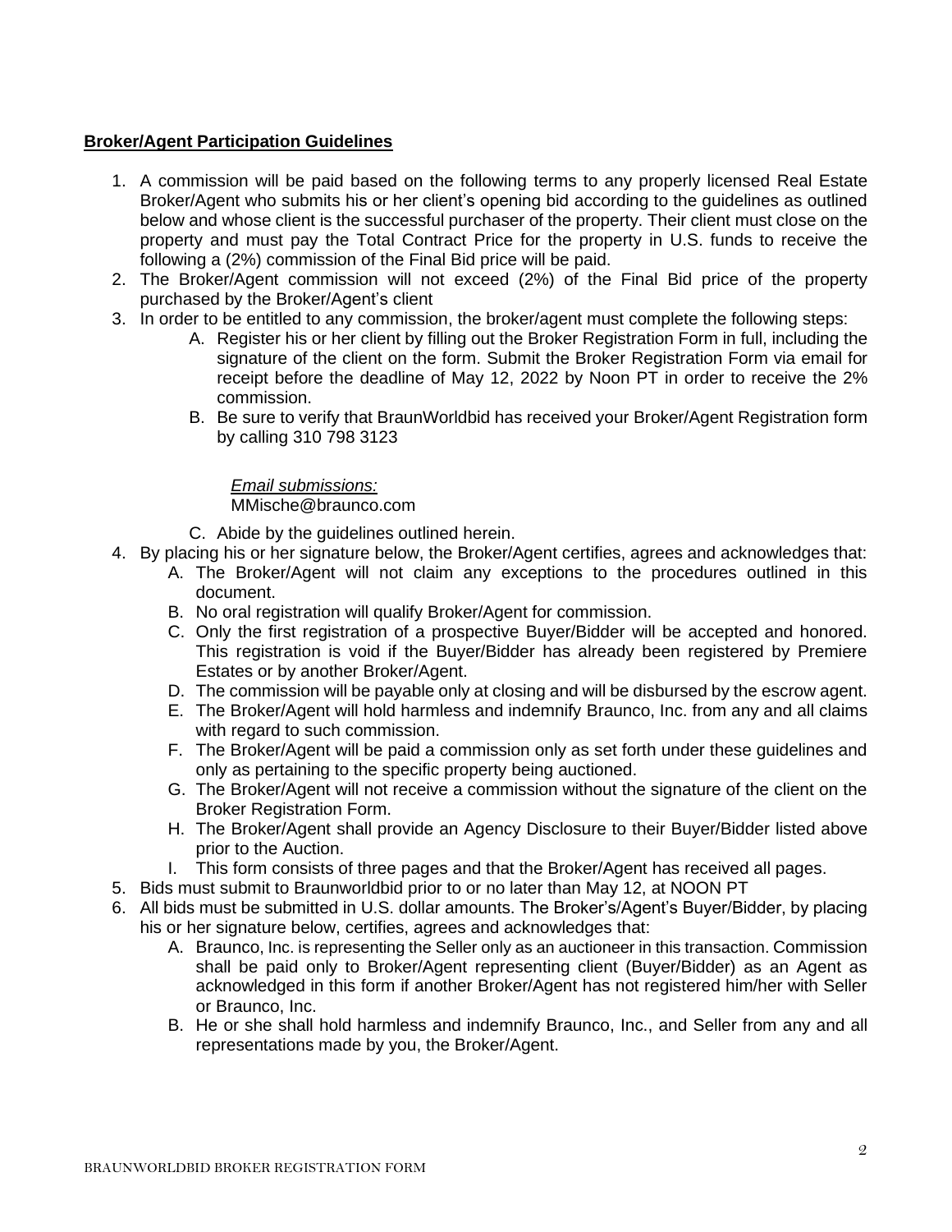**Broker/Agent Participation Guidelines**

1. A commission will be paid based on the following terms to any properly licensed Real Estate Broker/Agent who submits his or her client's opening bid according to the guidelines as outlined below and whose client is the successful purchaser of the property. Their client must close on the property and must pay the Total Contract Price for the property in U.S. funds to receive the following a (2%) commission of the Final Bid price will be paid.
2. The Broker/Agent commission will not exceed (2%) of the Final Bid price of the property purchased by the Broker/Agent's client
3. In order to be entitled to any commission, the broker/agent must complete the following steps:
   A. Register his or her client by filling out the Broker Registration Form in full, including the signature of the client on the form. Submit the Broker Registration Form via email for receipt before the deadline of May 12, 2022 by Noon PT in order to receive the 2% commission.
   B. Be sure to verify that BraunWorldbid has received your Broker/Agent Registration form by calling 310 798 3123

      _Email submissions:_
      MMische@braunco.com

   C. Abide by the guidelines outlined herein.
4. By placing his or her signature below, the Broker/Agent certifies, agrees and acknowledges that:
   A. The Broker/Agent will not claim any exceptions to the procedures outlined in this document.
   B. No oral registration will qualify Broker/Agent for commission.
   C. Only the first registration of a prospective Buyer/Bidder will be accepted and honored. This registration is void if the Buyer/Bidder has already been registered by Premiere Estates or by another Broker/Agent.
   D. The commission will be payable only at closing and will be disbursed by the escrow agent.
   E. The Broker/Agent will hold harmless and indemnify Braunco, Inc. from any and all claims with regard to such commission.
   F. The Broker/Agent will be paid a commission only as set forth under these guidelines and only as pertaining to the specific property being auctioned.
   G. The Broker/Agent will not receive a commission without the signature of the client on the Broker Registration Form.
   H. The Broker/Agent shall provide an Agency Disclosure to their Buyer/Bidder listed above prior to the Auction.
   I. This form consists of three pages and that the Broker/Agent has received all pages.
5. Bids must submit to Braunworldbid prior to or no later than May 12, at NOON PT
6. All bids must be submitted in U.S. dollar amounts. The Broker's/Agent's Buyer/Bidder, by placing his or her signature below, certifies, agrees and acknowledges that:
   A. Braunco, Inc. is representing the Seller only as an auctioneer in this transaction. Commission shall be paid only to Broker/Agent representing client (Buyer/Bidder) as an Agent as acknowledged in this form if another Broker/Agent has not registered him/her with Seller or Braunco, Inc.
   B. He or she shall hold harmless and indemnify Braunco, Inc., and Seller from any and all representations made by you, the Broker/Agent.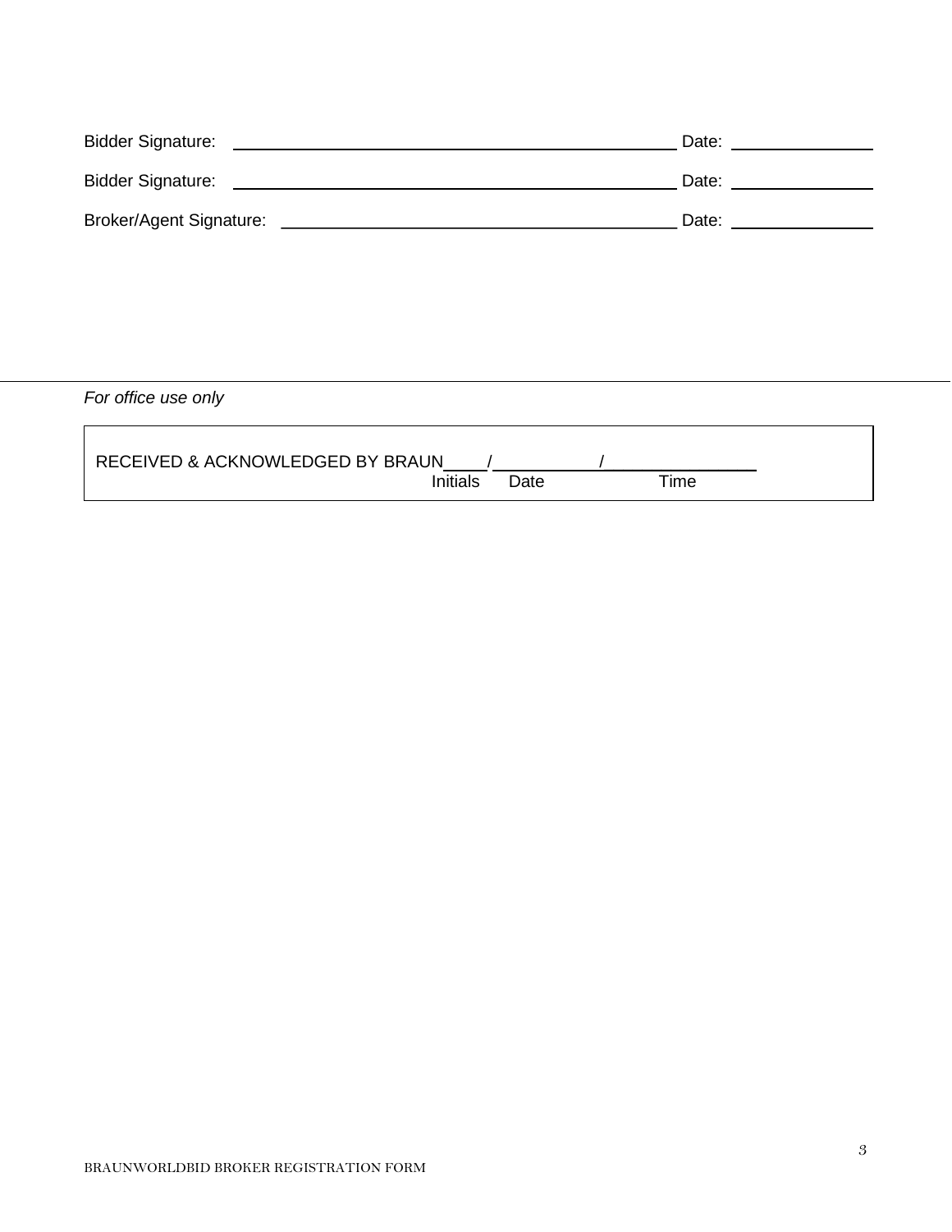Bidder Signature: ______________________________________________ Date: ______________

Bidder Signature: ______________________________________________ Date: ______________

Broker/Agent Signature: ________________________________________ Date: ______________

---

*For office use only*

RECEIVED & ACKNOWLEDGED BY BRAUN____/___________/________________
Initials  Date  Time

BRAUNWORLDBID BROKER REGISTRATION FORM